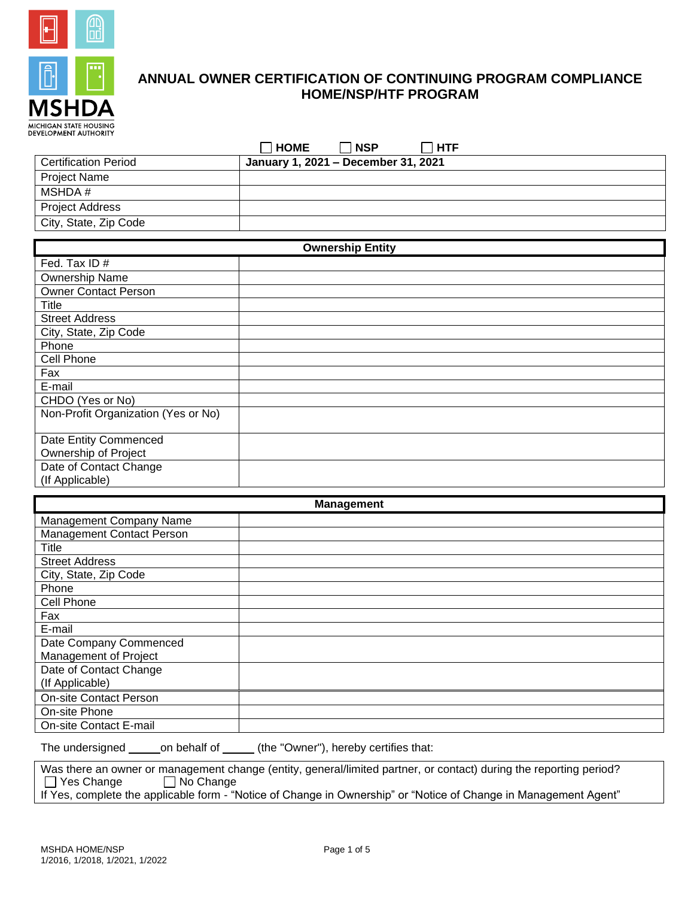# ANNUAL OWNER CERTIFICATION OF CONTINUING PROGRAM COMPLIANCE HOME/NSP/HTF PROGRAM

☐ **HOME** ☐ **NSP** ☐ **HTF**

| Certification Period | **January 1, 2021 – December 31, 2021** |
|---|---|
| Project Name | |
| MSHDA # | |
| Project Address | |
| City, State, Zip Code | |

| **Ownership Entity** | |
|---|---|
| Fed. Tax ID # | |
| Ownership Name | |
| Owner Contact Person | |
| Title | |
| Street Address | |
| City, State, Zip Code | |
| Phone | |
| Cell Phone | |
| Fax | |
| E-mail | |
| CHDO (Yes or No) | |
| Non-Profit Organization (Yes or No) | |
| Date Entity Commenced Ownership of Project | |
| Date of Contact Change (If Applicable) | |

| **Management** | |
|---|---|
| Management Company Name | |
| Management Contact Person | |
| Title | |
| Street Address | |
| City, State, Zip Code | |
| Phone | |
| Cell Phone | |
| Fax | |
| E-mail | |
| Date Company Commenced Management of Project | |
| Date of Contact Change (If Applicable) | |
| On-site Contact Person | |
| On-site Phone | |
| On-site Contact E-mail | |

The undersigned _____on behalf of _____ (the "Owner"), hereby certifies that:

Was there an owner or management change (entity, general/limited partner, or contact) during the reporting period?
☐ Yes Change ☐ No Change
If Yes, complete the applicable form - "Notice of Change in Ownership" or "Notice of Change in Management Agent"

MSHDA HOME/NSP
1/2016, 1/2018, 1/2021, 1/2022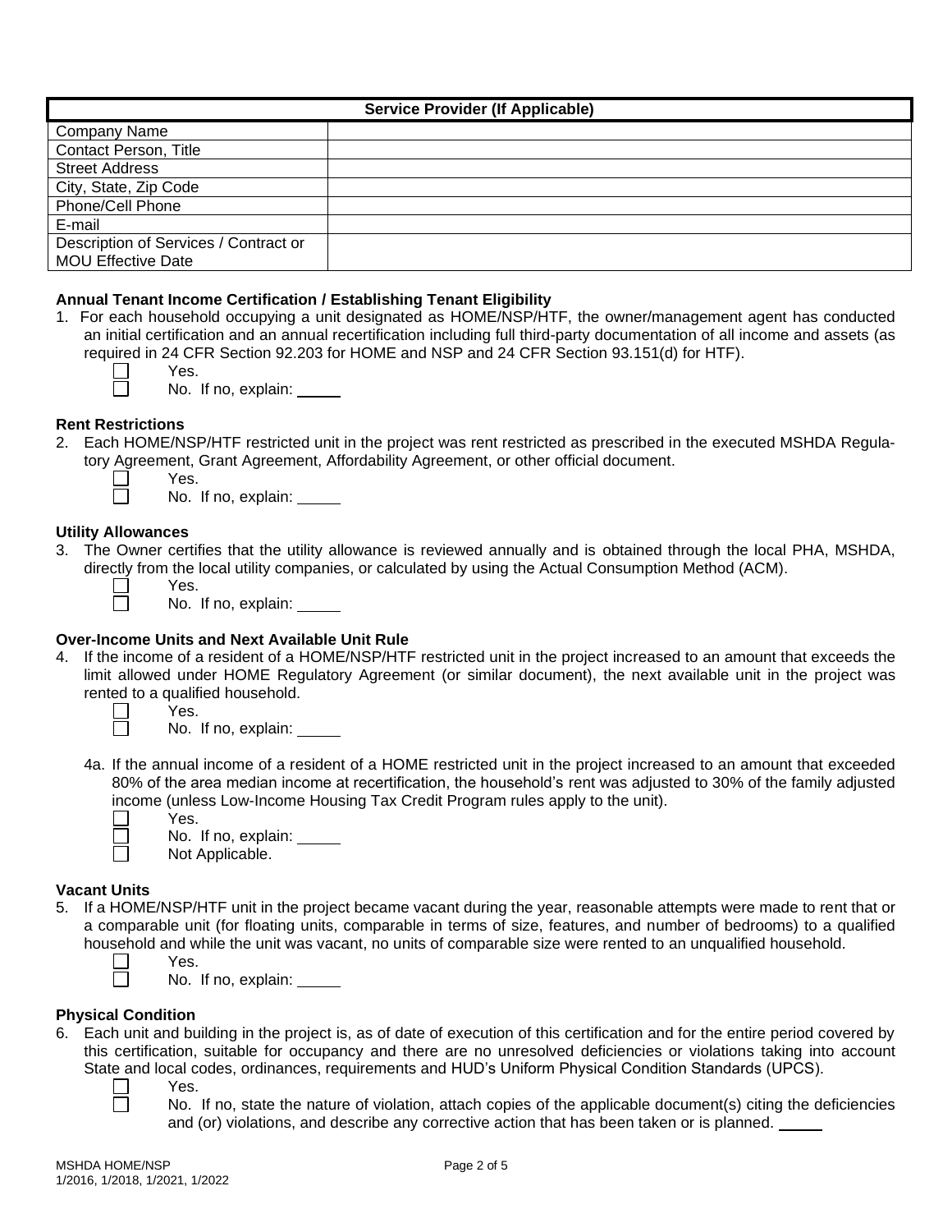| Service Provider (If Applicable) | |
|---|---|
| Company Name | |
| Contact Person, Title | |
| Street Address | |
| City, State, Zip Code | |
| Phone/Cell Phone | |
| E-mail | |
| Description of Services / Contract or MOU Effective Date | |

**Annual Tenant Income Certification / Establishing Tenant Eligibility**

1. For each household occupying a unit designated as HOME/NSP/HTF, the owner/management agent has conducted an initial certification and an annual recertification including full third-party documentation of all income and assets (as required in 24 CFR Section 92.203 for HOME and NSP and 24 CFR Section 93.151(d) for HTF).
   - ☐ Yes.
   - ☐ No. If no, explain: _____

**Rent Restrictions**

2. Each HOME/NSP/HTF restricted unit in the project was rent restricted as prescribed in the executed MSHDA Regulatory Agreement, Grant Agreement, Affordability Agreement, or other official document.
   - ☐ Yes.
   - ☐ No. If no, explain: _____

**Utility Allowances**

3. The Owner certifies that the utility allowance is reviewed annually and is obtained through the local PHA, MSHDA, directly from the local utility companies, or calculated by using the Actual Consumption Method (ACM).
   - ☐ Yes.
   - ☐ No. If no, explain: _____

**Over-Income Units and Next Available Unit Rule**

4. If the income of a resident of a HOME/NSP/HTF restricted unit in the project increased to an amount that exceeds the limit allowed under HOME Regulatory Agreement (or similar document), the next available unit in the project was rented to a qualified household.
   - ☐ Yes.
   - ☐ No. If no, explain: _____

   4a. If the annual income of a resident of a HOME restricted unit in the project increased to an amount that exceeded 80% of the area median income at recertification, the household's rent was adjusted to 30% of the family adjusted income (unless Low-Income Housing Tax Credit Program rules apply to the unit).
   - ☐ Yes.
   - ☐ No. If no, explain: _____
   - ☐ Not Applicable.

**Vacant Units**

5. If a HOME/NSP/HTF unit in the project became vacant during the year, reasonable attempts were made to rent that or a comparable unit (for floating units, comparable in terms of size, features, and number of bedrooms) to a qualified household and while the unit was vacant, no units of comparable size were rented to an unqualified household.
   - ☐ Yes.
   - ☐ No. If no, explain: _____

**Physical Condition**

6. Each unit and building in the project is, as of date of execution of this certification and for the entire period covered by this certification, suitable for occupancy and there are no unresolved deficiencies or violations taking into account State and local codes, ordinances, requirements and HUD's Uniform Physical Condition Standards (UPCS).
   - ☐ Yes.
   - ☐ No. If no, state the nature of violation, attach copies of the applicable document(s) citing the deficiencies and (or) violations, and describe any corrective action that has been taken or is planned. _____

MSHDA HOME/NSP
1/2016, 1/2018, 1/2021, 1/2022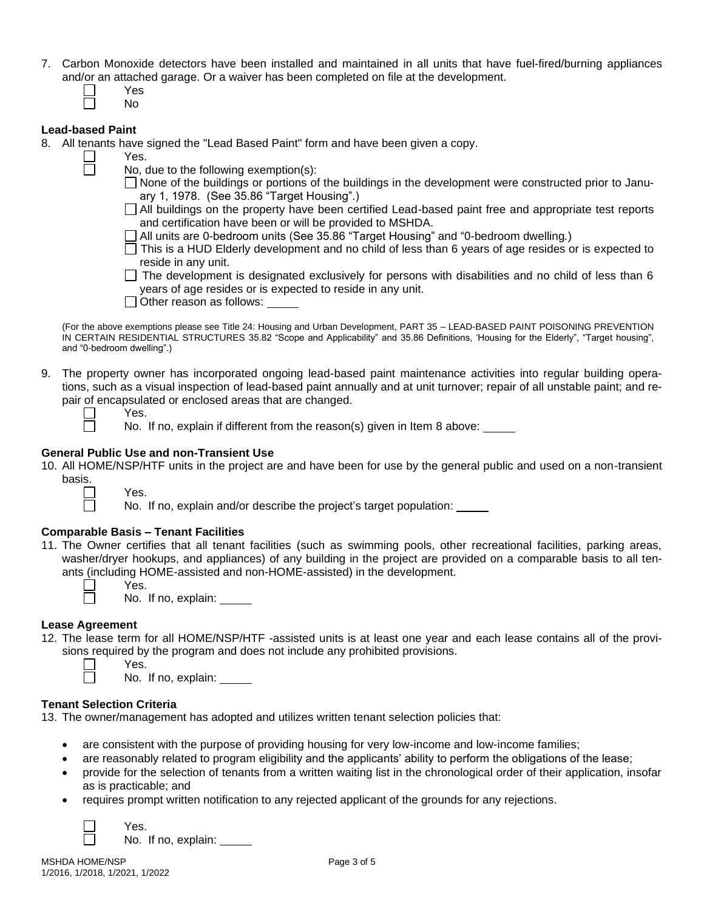7. Carbon Monoxide detectors have been installed and maintained in all units that have fuel-fired/burning appliances and/or an attached garage. Or a waiver has been completed on file at the development.
   - ☐ Yes
   - ☐ No

**Lead-based Paint**

8. All tenants have signed the "Lead Based Paint" form and have been given a copy.
   - ☐ Yes.
   - ☐ No, due to the following exemption(s):
     - ☐ None of the buildings or portions of the buildings in the development were constructed prior to January 1, 1978. (See 35.86 "Target Housing".)
     - ☐ All buildings on the property have been certified Lead-based paint free and appropriate test reports and certification have been or will be provided to MSHDA.
     - ☐ All units are 0-bedroom units (See 35.86 "Target Housing" and "0-bedroom dwelling.)
     - ☐ This is a HUD Elderly development and no child of less than 6 years of age resides or is expected to reside in any unit.
     - ☐ The development is designated exclusively for persons with disabilities and no child of less than 6 years of age resides or is expected to reside in any unit.
     - ☐ Other reason as follows: _____

(For the above exemptions please see Title 24: Housing and Urban Development, PART 35 – LEAD-BASED PAINT POISONING PREVENTION IN CERTAIN RESIDENTIAL STRUCTURES 35.82 "Scope and Applicability" and 35.86 Definitions, 'Housing for the Elderly", "Target housing", and "0-bedroom dwelling".)

9. The property owner has incorporated ongoing lead-based paint maintenance activities into regular building operations, such as a visual inspection of lead-based paint annually and at unit turnover; repair of all unstable paint; and repair of encapsulated or enclosed areas that are changed.
   - ☐ Yes.
   - ☐ No. If no, explain if different from the reason(s) given in Item 8 above: _____

**General Public Use and non-Transient Use**

10. All HOME/NSP/HTF units in the project are and have been for use by the general public and used on a non-transient basis.
    - ☐ Yes.
    - ☐ No. If no, explain and/or describe the project's target population: _____

**Comparable Basis – Tenant Facilities**

11. The Owner certifies that all tenant facilities (such as swimming pools, other recreational facilities, parking areas, washer/dryer hookups, and appliances) of any building in the project are provided on a comparable basis to all tenants (including HOME-assisted and non-HOME-assisted) in the development.
    - ☐ Yes.
    - ☐ No. If no, explain: _____

**Lease Agreement**

12. The lease term for all HOME/NSP/HTF -assisted units is at least one year and each lease contains all of the provisions required by the program and does not include any prohibited provisions.
    - ☐ Yes.
    - ☐ No. If no, explain: _____

**Tenant Selection Criteria**

13. The owner/management has adopted and utilizes written tenant selection policies that:

    - are consistent with the purpose of providing housing for very low-income and low-income families;
    - are reasonably related to program eligibility and the applicants' ability to perform the obligations of the lease;
    - provide for the selection of tenants from a written waiting list in the chronological order of their application, insofar as is practicable; and
    - requires prompt written notification to any rejected applicant of the grounds for any rejections.

    - ☐ Yes.
    - ☐ No. If no, explain: _____

MSHDA HOME/NSP
1/2016, 1/2018, 1/2021, 1/2022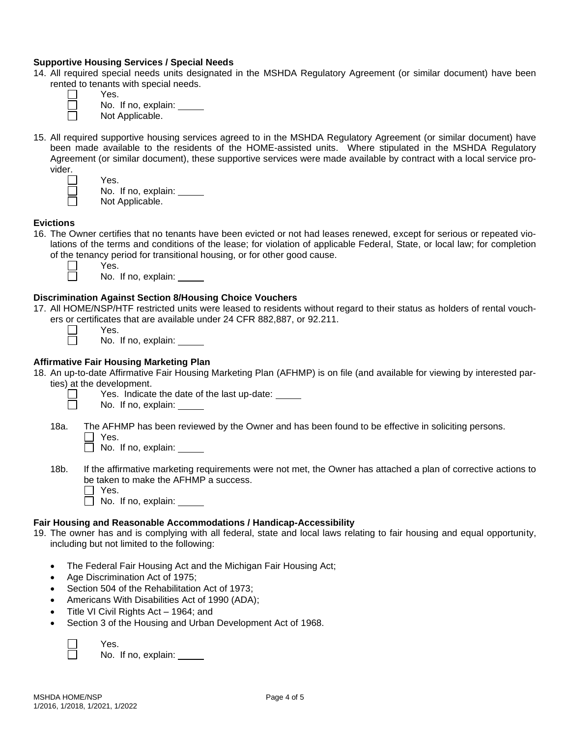**Supportive Housing Services / Special Needs**

14. All required special needs units designated in the MSHDA Regulatory Agreement (or similar document) have been rented to tenants with special needs.

    ☐ Yes.
    ☐ No. If no, explain: _____
    ☐ Not Applicable.

15. All required supportive housing services agreed to in the MSHDA Regulatory Agreement (or similar document) have been made available to the residents of the HOME-assisted units. Where stipulated in the MSHDA Regulatory Agreement (or similar document), these supportive services were made available by contract with a local service provider.

    ☐ Yes.
    ☐ No. If no, explain: _____
    ☐ Not Applicable.

**Evictions**

16. The Owner certifies that no tenants have been evicted or not had leases renewed, except for serious or repeated violations of the terms and conditions of the lease; for violation of applicable Federal, State, or local law; for completion of the tenancy period for transitional housing, or for other good cause.

    ☐ Yes.
    ☐ No. If no, explain: _____

**Discrimination Against Section 8/Housing Choice Vouchers**

17. All HOME/NSP/HTF restricted units were leased to residents without regard to their status as holders of rental vouchers or certificates that are available under 24 CFR 882,887, or 92.211.

    ☐ Yes.
    ☐ No. If no, explain: _____

**Affirmative Fair Housing Marketing Plan**

18. An up-to-date Affirmative Fair Housing Marketing Plan (AFHMP) is on file (and available for viewing by interested parties) at the development.

    ☐ Yes. Indicate the date of the last up-date: _____
    ☐ No. If no, explain: _____

    18a. The AFHMP has been reviewed by the Owner and has been found to be effective in soliciting persons.

    ☐ Yes.
    ☐ No. If no, explain: _____

    18b. If the affirmative marketing requirements were not met, the Owner has attached a plan of corrective actions to be taken to make the AFHMP a success.

    ☐ Yes.
    ☐ No. If no, explain: _____

**Fair Housing and Reasonable Accommodations / Handicap-Accessibility**

19. The owner has and is complying with all federal, state and local laws relating to fair housing and equal opportunity, including but not limited to the following:

    - The Federal Fair Housing Act and the Michigan Fair Housing Act;
    - Age Discrimination Act of 1975;
    - Section 504 of the Rehabilitation Act of 1973;
    - Americans With Disabilities Act of 1990 (ADA);
    - Title VI Civil Rights Act – 1964; and
    - Section 3 of the Housing and Urban Development Act of 1968.

    ☐ Yes.
    ☐ No. If no, explain: _____

MSHDA HOME/NSP
1/2016, 1/2018, 1/2021, 1/2022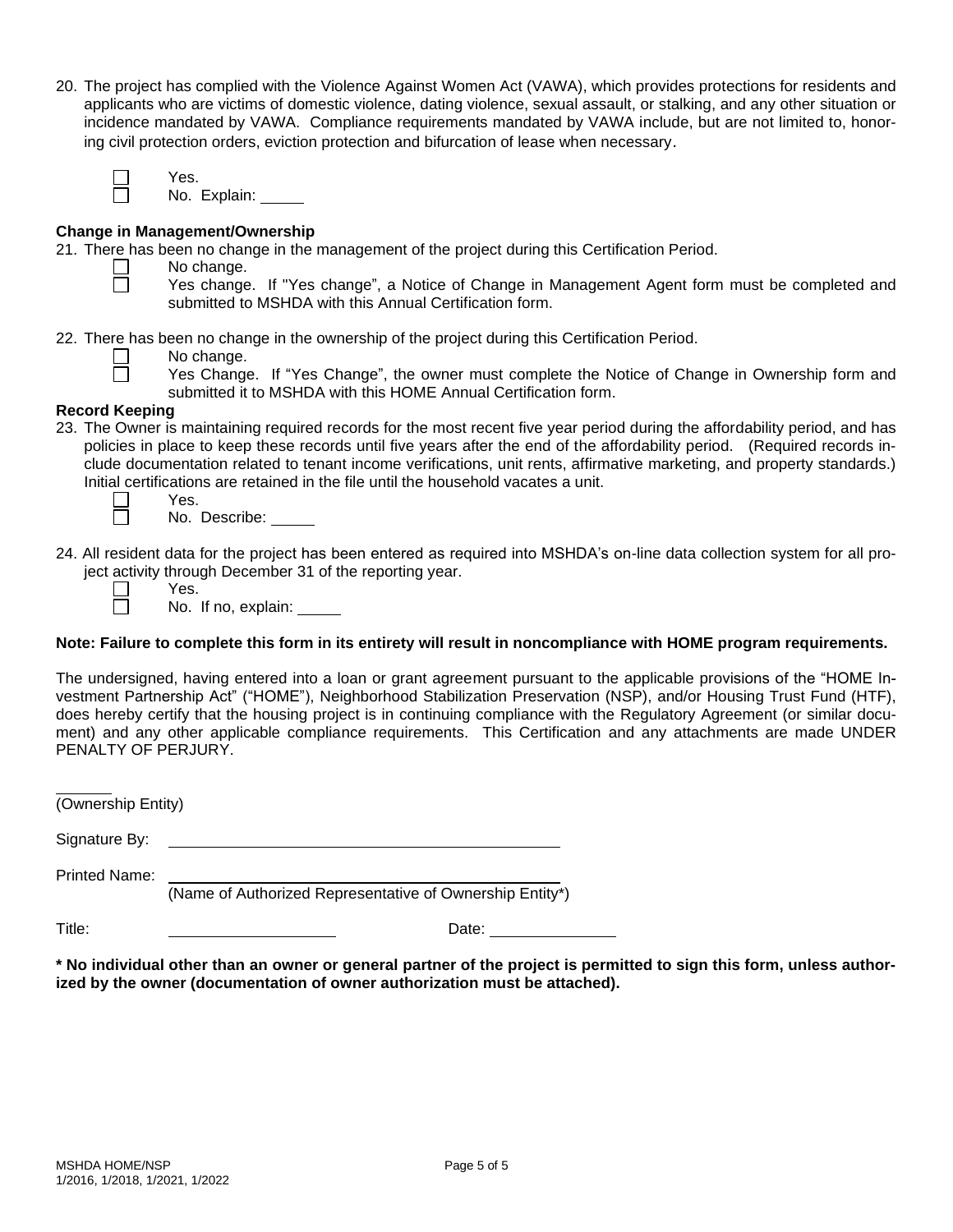20. The project has complied with the Violence Against Women Act (VAWA), which provides protections for residents and applicants who are victims of domestic violence, dating violence, sexual assault, or stalking, and any other situation or incidence mandated by VAWA. Compliance requirements mandated by VAWA include, but are not limited to, honoring civil protection orders, eviction protection and bifurcation of lease when necessary.

    ☐ Yes.
    ☐ No. Explain: _____

**Change in Management/Ownership**

21. There has been no change in the management of the project during this Certification Period.

    ☐ No change.
    ☐ Yes change. If "Yes change", a Notice of Change in Management Agent form must be completed and submitted to MSHDA with this Annual Certification form.

22. There has been no change in the ownership of the project during this Certification Period.

    ☐ No change.
    ☐ Yes Change. If "Yes Change", the owner must complete the Notice of Change in Ownership form and submitted it to MSHDA with this HOME Annual Certification form.

**Record Keeping**

23. The Owner is maintaining required records for the most recent five year period during the affordability period, and has policies in place to keep these records until five years after the end of the affordability period. (Required records include documentation related to tenant income verifications, unit rents, affirmative marketing, and property standards.) Initial certifications are retained in the file until the household vacates a unit.

    ☐ Yes.
    ☐ No. Describe: _____

24. All resident data for the project has been entered as required into MSHDA's on-line data collection system for all project activity through December 31 of the reporting year.

    ☐ Yes.
    ☐ No. If no, explain: _____

**Note: Failure to complete this form in its entirety will result in noncompliance with HOME program requirements.**

The undersigned, having entered into a loan or grant agreement pursuant to the applicable provisions of the "HOME Investment Partnership Act" ("HOME"), Neighborhood Stabilization Preservation (NSP), and/or Housing Trust Fund (HTF), does hereby certify that the housing project is in continuing compliance with the Regulatory Agreement (or similar document) and any other applicable compliance requirements. This Certification and any attachments are made UNDER PENALTY OF PERJURY.

_______
(Ownership Entity)

Signature By: _______________________________________________

Printed Name: _______________________________________________
(Name of Authorized Representative of Ownership Entity*)

Title: ____________________ Date: _______________

**\* No individual other than an owner or general partner of the project is permitted to sign this form, unless authorized by the owner (documentation of owner authorization must be attached).**

MSHDA HOME/NSP
1/2016, 1/2018, 1/2021, 1/2022